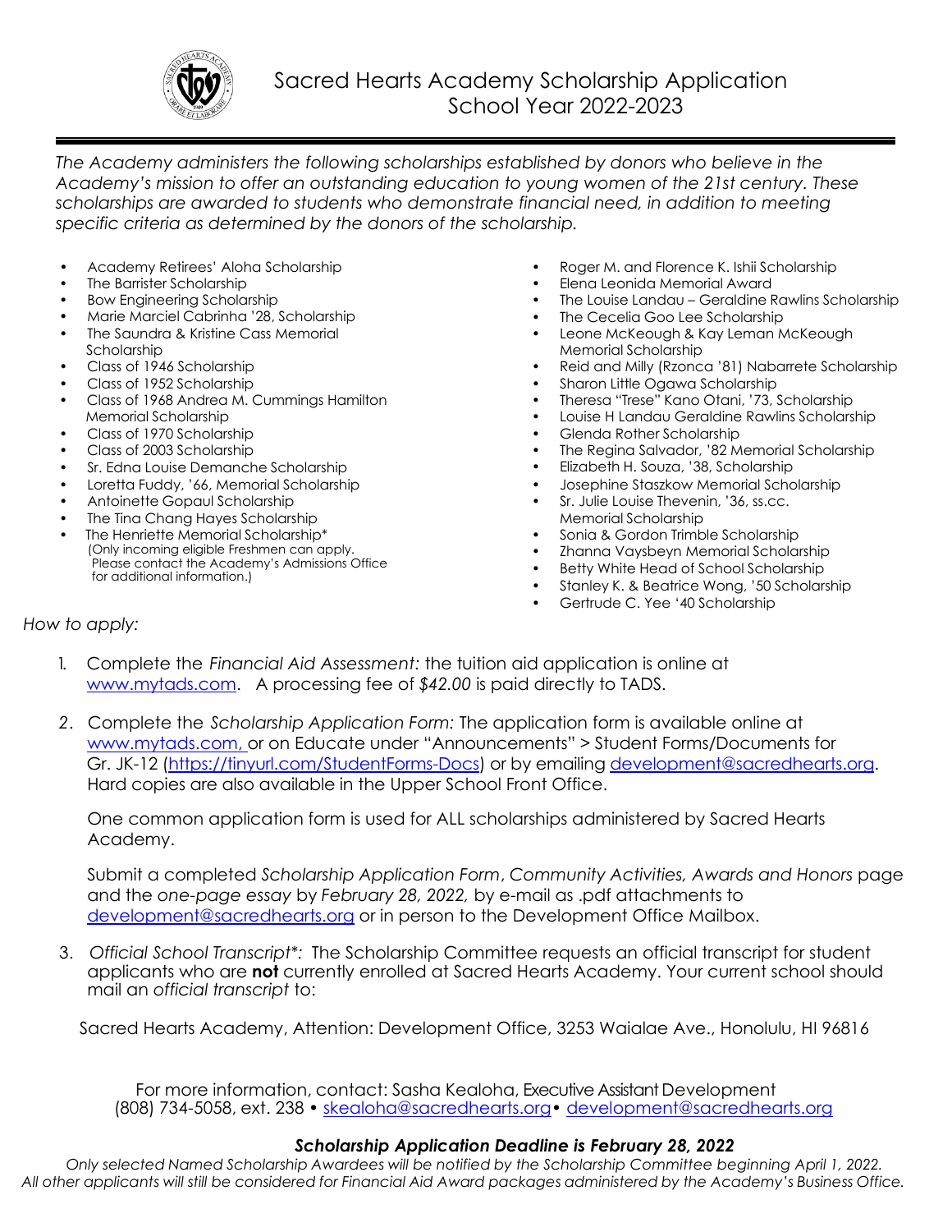# Sacred Hearts Academy Scholarship Application
## School Year 2022-2023

*The Academy administers the following scholarships established by donors who believe in the Academy's mission to offer an outstanding education to young women of the 21st century. These scholarships are awarded to students who demonstrate financial need, in addition to meeting specific criteria as determined by the donors of the scholarship.*

- Academy Retirees' Aloha Scholarship
- The Barrister Scholarship
- Bow Engineering Scholarship
- Marie Marciel Cabrinha '28, Scholarship
- The Saundra & Kristine Cass Memorial Scholarship
- Class of 1946 Scholarship
- Class of 1952 Scholarship
- Class of 1968 Andrea M. Cummings Hamilton Memorial Scholarship
- Class of 1970 Scholarship
- Class of 2003 Scholarship
- Sr. Edna Louise Demanche Scholarship
- Loretta Fuddy, '66, Memorial Scholarship
- Antoinette Gopaul Scholarship
- The Tina Chang Hayes Scholarship
- The Henriette Memorial Scholarship* (Only incoming eligible Freshmen can apply. Please contact the Academy's Admissions Office for additional information.)
- Roger M. and Florence K. Ishii Scholarship
- Elena Leonida Memorial Award
- The Louise Landau – Geraldine Rawlins Scholarship
- The Cecelia Goo Lee Scholarship
- Leone McKeough & Kay Leman McKeough Memorial Scholarship
- Reid and Milly (Rzonca '81) Nabarrete Scholarship
- Sharon Little Ogawa Scholarship
- Theresa "Trese" Kano Otani, '73, Scholarship
- Louise H Landau Geraldine Rawlins Scholarship
- Glenda Rother Scholarship
- The Regina Salvador, '82 Memorial Scholarship
- Elizabeth H. Souza, '38, Scholarship
- Josephine Staszkow Memorial Scholarship
- Sr. Julie Louise Thevenin, '36, ss.cc. Memorial Scholarship
- Sonia & Gordon Trimble Scholarship
- Zhanna Vaysbeyn Memorial Scholarship
- Betty White Head of School Scholarship
- Stanley K. & Beatrice Wong, '50 Scholarship
- Gertrude C. Yee '40 Scholarship

*How to apply:*

1. Complete the *Financial Aid Assessment:* the tuition aid application is online at www.mytads.com. A processing fee of *$42.00* is paid directly to TADS.

2. Complete the *Scholarship Application Form:* The application form is available online at www.mytads.com, or on Educate under "Announcements" > Student Forms/Documents for Gr. JK-12 (https://tinyurl.com/StudentForms-Docs) or by emailing development@sacredhearts.org. Hard copies are also available in the Upper School Front Office.

   One common application form is used for ALL scholarships administered by Sacred Hearts Academy.

   Submit a completed *Scholarship Application Form*, *Community Activities, Awards and Honors* page and the *one-page essay* by *February 28, 2022,* by e-mail as .pdf attachments to development@sacredhearts.org or in person to the Development Office Mailbox.

3. *Official School Transcript*\*: The Scholarship Committee requests an official transcript for student applicants who are **not** currently enrolled at Sacred Hearts Academy. Your current school should mail an *official transcript* to:

   Sacred Hearts Academy, Attention: Development Office, 3253 Waialae Ave., Honolulu, HI 96816

For more information, contact: Sasha Kealoha, Executive Assistant Development
(808) 734-5058, ext. 238 • skealoha@sacredhearts.org • development@sacredhearts.org

***Scholarship Application Deadline is February 28, 2022***

*Only selected Named Scholarship Awardees will be notified by the Scholarship Committee beginning April 1, 2022. All other applicants will still be considered for Financial Aid Award packages administered by the Academy's Business Office.*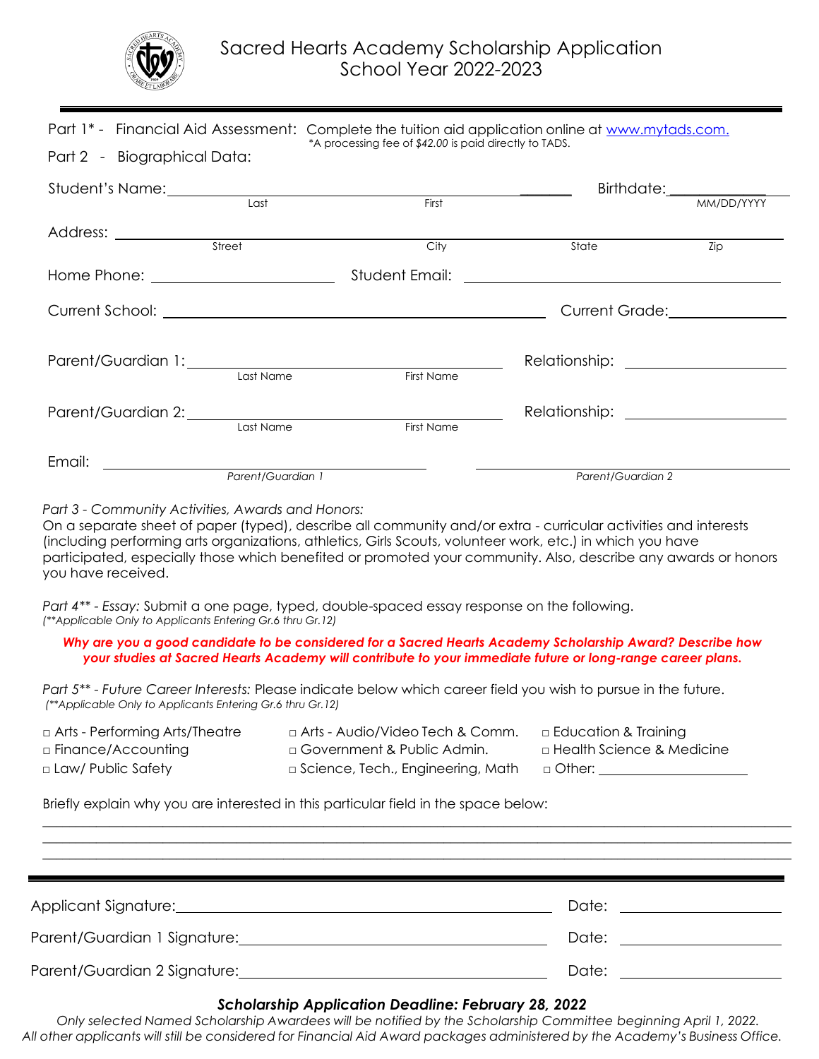# Sacred Hearts Academy Scholarship Application
## School Year 2022-2023

Part 1* - Financial Aid Assessment: Complete the tuition aid application online at www.mytads.com.
*A processing fee of *$42.00* is paid directly to TADS.

Part 2 - Biographical Data:

Student's Name: ______________________ ______________________ ______ Birthdate: ____________
Last First MM/DD/YYYY

Address: ______________________________________________________________
Street City State Zip

Home Phone: ______________________ Student Email: ______________________

Current School: ______________________________________ Current Grade: ______________

Parent/Guardian 1: ______________________ ______________________ Relationship: ______________
Last Name First Name

Parent/Guardian 2: ______________________ ______________________ Relationship: ______________
Last Name First Name

Email: ______________________ ______________________
*Parent/Guardian 1* *Parent/Guardian 2*

*Part 3 - Community Activities, Awards and Honors:*
On a separate sheet of paper (typed), describe all community and/or extra - curricular activities and interests (including performing arts organizations, athletics, Girls Scouts, volunteer work, etc.) in which you have participated, especially those which benefited or promoted your community. Also, describe any awards or honors you have received.

*Part 4\*\* - Essay:* Submit a one page, typed, double-spaced essay response on the following.
*(\*\*Applicable Only to Applicants Entering Gr.6 thru Gr.12)*

***Why are you a good candidate to be considered for a Sacred Hearts Academy Scholarship Award? Describe how your studies at Sacred Hearts Academy will contribute to your immediate future or long-range career plans.***

*Part 5\*\* - Future Career Interests:* Please indicate below which career field you wish to pursue in the future.
*(\*\*Applicable Only to Applicants Entering Gr.6 thru Gr.12)*

- □ Arts - Performing Arts/Theatre
- □ Arts - Audio/Video Tech & Comm.
- □ Education & Training
- □ Finance/Accounting
- □ Government & Public Admin.
- □ Health Science & Medicine
- □ Law/ Public Safety
- □ Science, Tech., Engineering, Math
- □ Other: ______________

Briefly explain why you are interested in this particular field in the space below:

______________________________________________________________

______________________________________________________________

______________________________________________________________

Applicant Signature: ______________________________ Date: ______________

Parent/Guardian 1 Signature: ______________________________ Date: ______________

Parent/Guardian 2 Signature: ______________________________ Date: ______________

***Scholarship Application Deadline: February 28, 2022***

*Only selected Named Scholarship Awardees will be notified by the Scholarship Committee beginning April 1, 2022. All other applicants will still be considered for Financial Aid Award packages administered by the Academy's Business Office.*